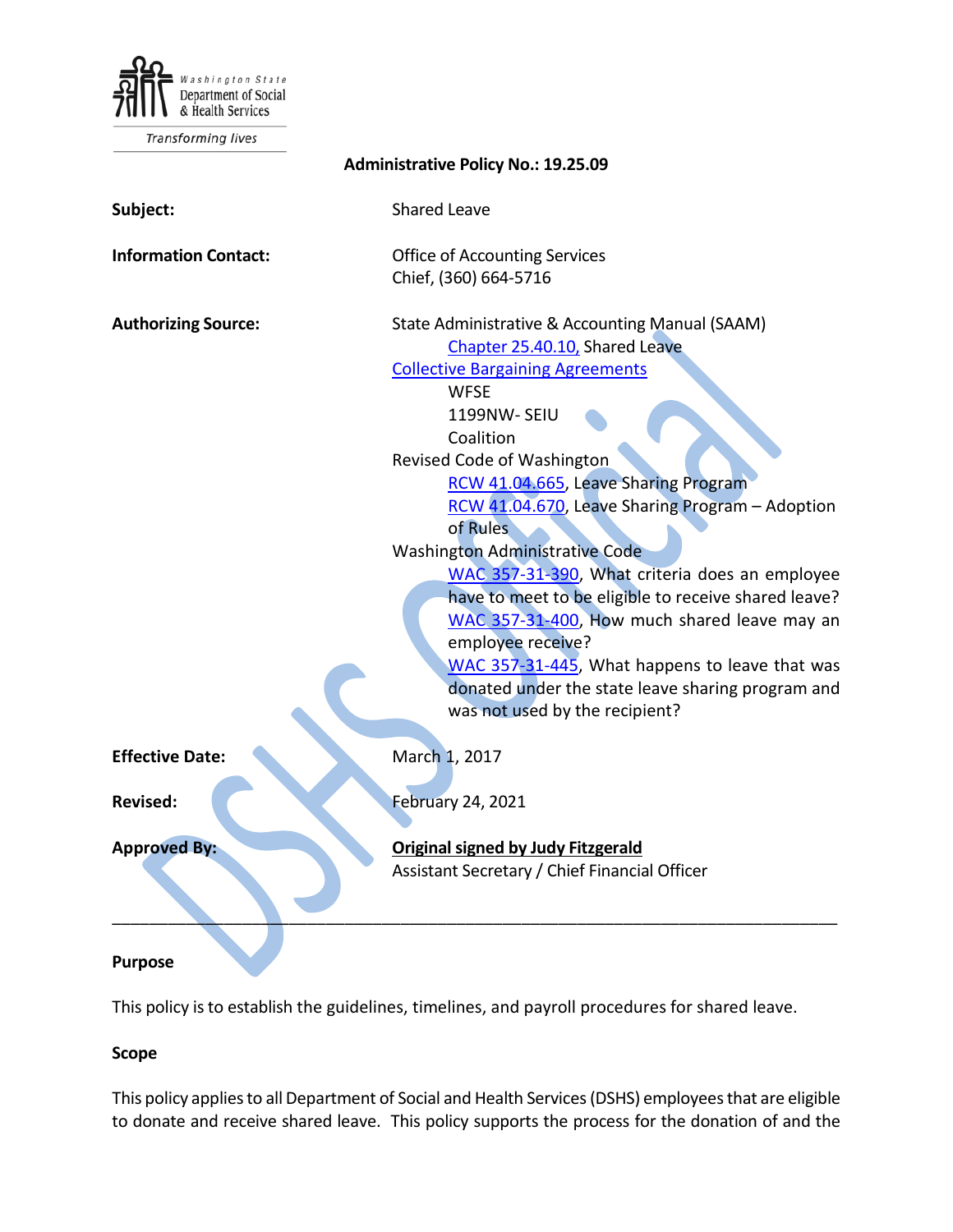Washington State Department of Social & Health Services

*Transforming lives*

**Administrative Policy No.: 19.25.09**

**Subject:** Shared Leave

**Information Contact:** Office of Accounting Services
Chief, (360) 664-5716

**Authorizing Source:** State Administrative & Accounting Manual (SAAM)
- Chapter 25.40.10, Shared Leave

Collective Bargaining Agreements
- WFSE
- 1199NW- SEIU
- Coalition

Revised Code of Washington
- RCW 41.04.665, Leave Sharing Program
- RCW 41.04.670, Leave Sharing Program – Adoption of Rules

Washington Administrative Code
- WAC 357-31-390, What criteria does an employee have to meet to be eligible to receive shared leave?
- WAC 357-31-400, How much shared leave may an employee receive?
- WAC 357-31-445, What happens to leave that was donated under the state leave sharing program and was not used by the recipient?

**Effective Date:** March 1, 2017

**Revised:** February 24, 2021

**Approved By:** **Original signed by Judy Fitzgerald**
Assistant Secretary / Chief Financial Officer

---

## Purpose

This policy is to establish the guidelines, timelines, and payroll procedures for shared leave.

## Scope

This policy applies to all Department of Social and Health Services (DSHS) employees that are eligible to donate and receive shared leave. This policy supports the process for the donation of and the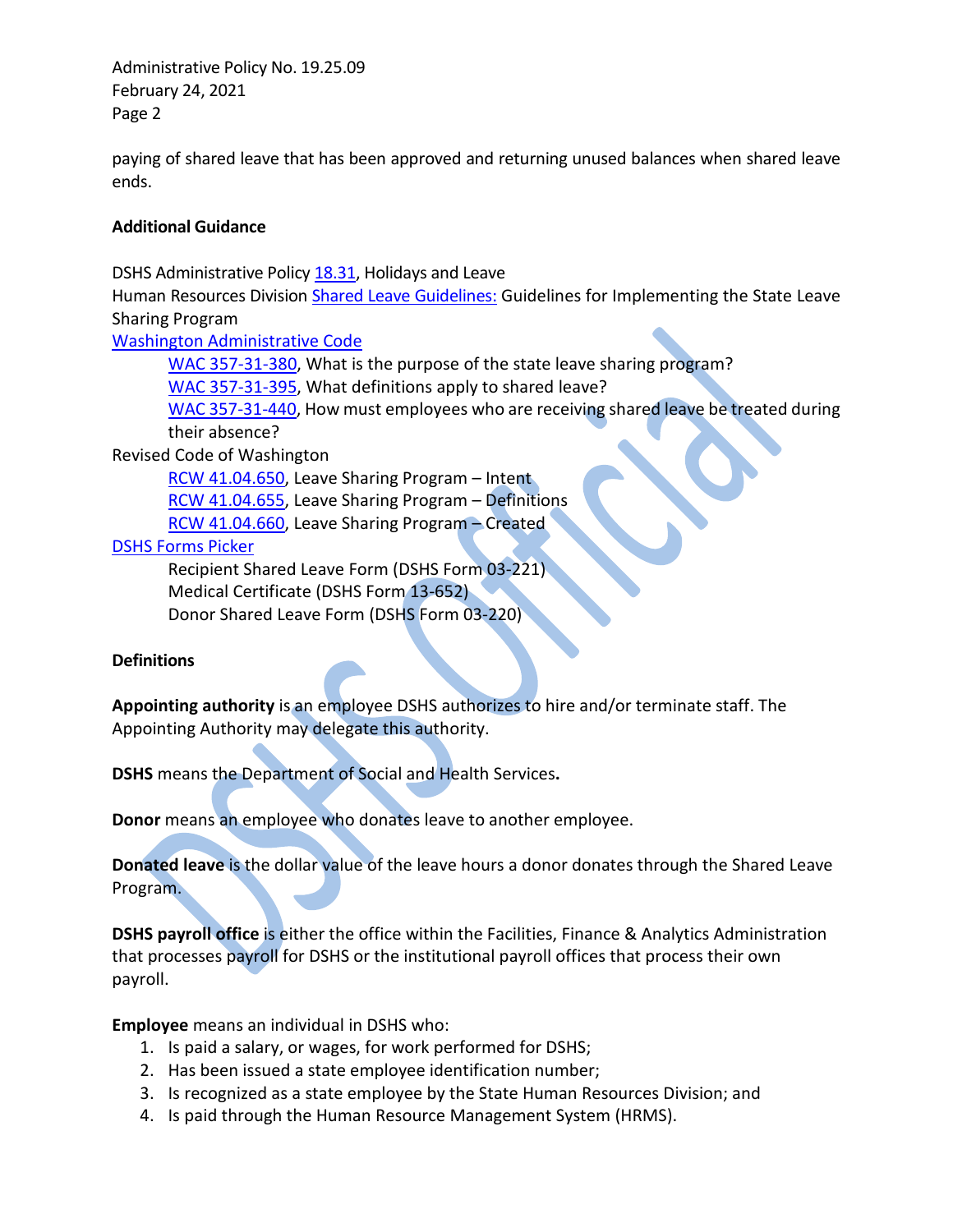paying of shared leave that has been approved and returning unused balances when shared leave ends.

**Additional Guidance**

DSHS Administrative Policy 18.31, Holidays and Leave
Human Resources Division Shared Leave Guidelines: Guidelines for Implementing the State Leave Sharing Program
Washington Administrative Code

- WAC 357-31-380, What is the purpose of the state leave sharing program?
- WAC 357-31-395, What definitions apply to shared leave?
- WAC 357-31-440, How must employees who are receiving shared leave be treated during their absence?

Revised Code of Washington

- RCW 41.04.650, Leave Sharing Program – Intent
- RCW 41.04.655, Leave Sharing Program – Definitions
- RCW 41.04.660, Leave Sharing Program – Created

DSHS Forms Picker

- Recipient Shared Leave Form (DSHS Form 03-221)
- Medical Certificate (DSHS Form 13-652)
- Donor Shared Leave Form (DSHS Form 03-220)

**Definitions**

**Appointing authority** is an employee DSHS authorizes to hire and/or terminate staff. The Appointing Authority may delegate this authority.

**DSHS** means the Department of Social and Health Services**.**

**Donor** means an employee who donates leave to another employee.

**Donated leave** is the dollar value of the leave hours a donor donates through the Shared Leave Program.

**DSHS payroll office** is either the office within the Facilities, Finance & Analytics Administration that processes payroll for DSHS or the institutional payroll offices that process their own payroll.

**Employee** means an individual in DSHS who:

1. Is paid a salary, or wages, for work performed for DSHS;
2. Has been issued a state employee identification number;
3. Is recognized as a state employee by the State Human Resources Division; and
4. Is paid through the Human Resource Management System (HRMS).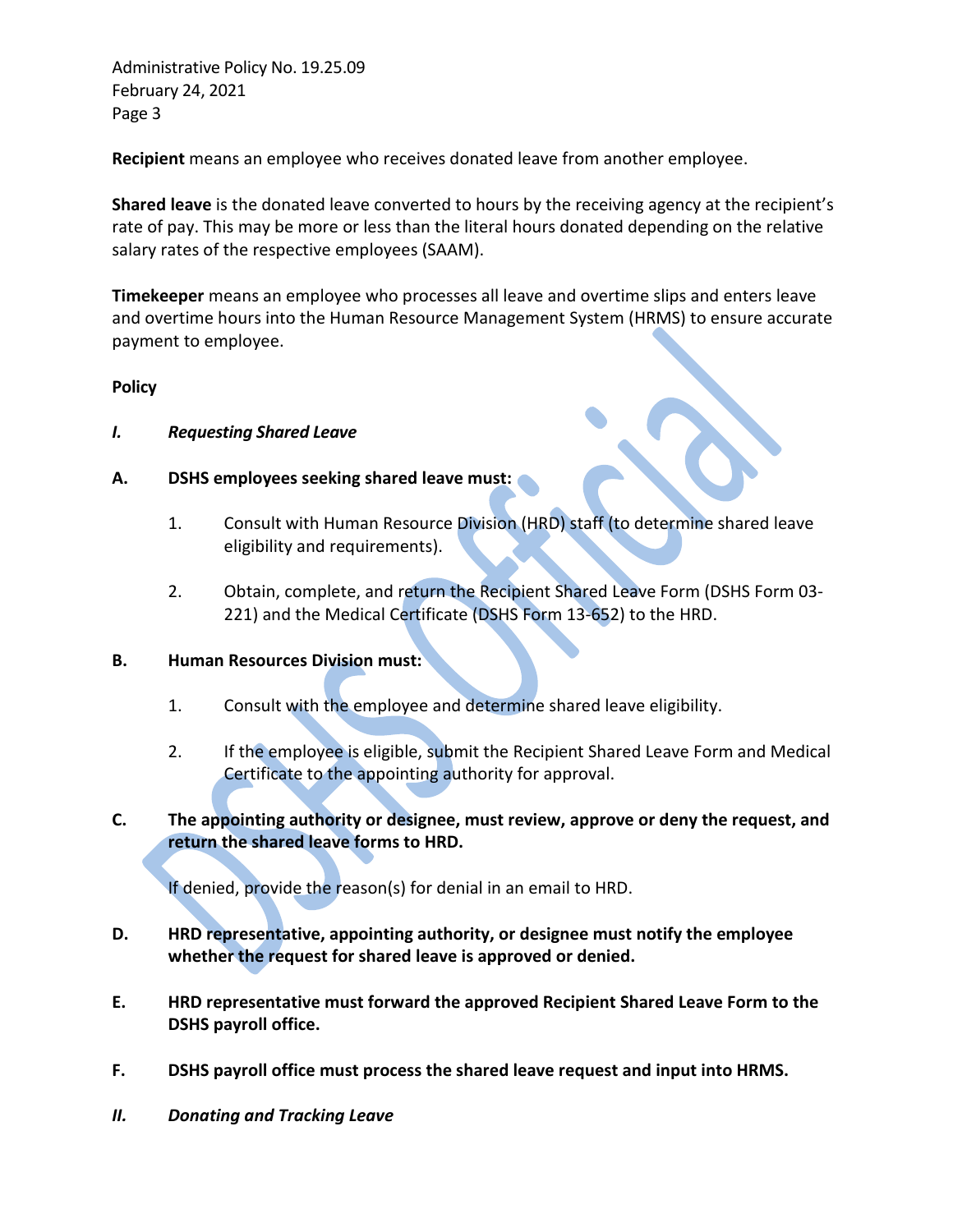**Recipient** means an employee who receives donated leave from another employee.

**Shared leave** is the donated leave converted to hours by the receiving agency at the recipient's rate of pay. This may be more or less than the literal hours donated depending on the relative salary rates of the respective employees (SAAM).

**Timekeeper** means an employee who processes all leave and overtime slips and enters leave and overtime hours into the Human Resource Management System (HRMS) to ensure accurate payment to employee.

**Policy**

***I. Requesting Shared Leave***

**A. DSHS employees seeking shared leave must:**

1. Consult with Human Resource Division (HRD) staff (to determine shared leave eligibility and requirements).

2. Obtain, complete, and return the Recipient Shared Leave Form (DSHS Form 03-221) and the Medical Certificate (DSHS Form 13-652) to the HRD.

**B. Human Resources Division must:**

1. Consult with the employee and determine shared leave eligibility.

2. If the employee is eligible, submit the Recipient Shared Leave Form and Medical Certificate to the appointing authority for approval.

**C. The appointing authority or designee, must review, approve or deny the request, and return the shared leave forms to HRD.**

If denied, provide the reason(s) for denial in an email to HRD.

**D. HRD representative, appointing authority, or designee must notify the employee whether the request for shared leave is approved or denied.**

**E. HRD representative must forward the approved Recipient Shared Leave Form to the DSHS payroll office.**

**F. DSHS payroll office must process the shared leave request and input into HRMS.**

***II. Donating and Tracking Leave***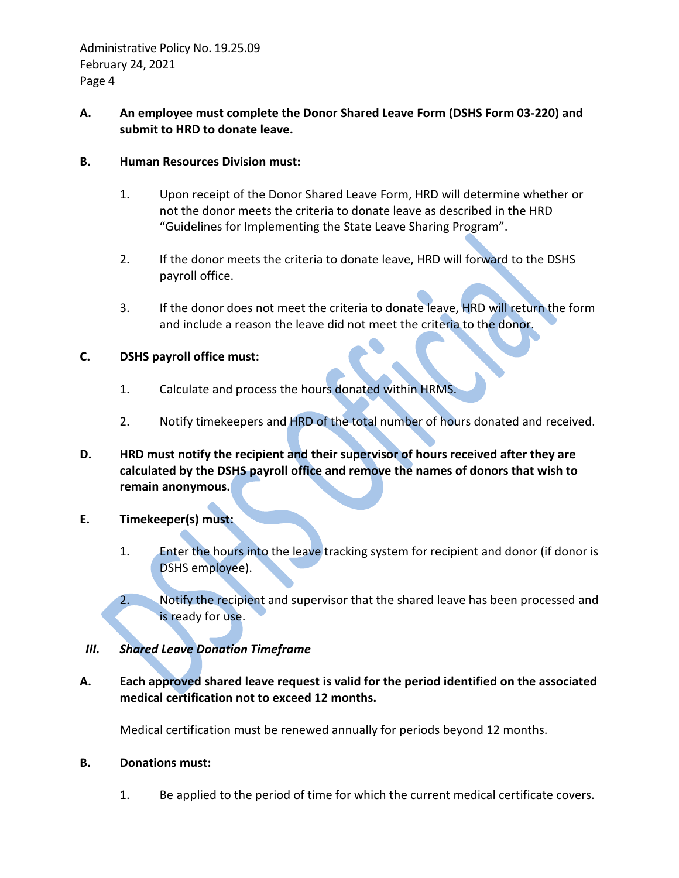**A. An employee must complete the Donor Shared Leave Form (DSHS Form 03-220) and submit to HRD to donate leave.**

**B. Human Resources Division must:**

1. Upon receipt of the Donor Shared Leave Form, HRD will determine whether or not the donor meets the criteria to donate leave as described in the HRD "Guidelines for Implementing the State Leave Sharing Program".
2. If the donor meets the criteria to donate leave, HRD will forward to the DSHS payroll office.
3. If the donor does not meet the criteria to donate leave, HRD will return the form and include a reason the leave did not meet the criteria to the donor.

**C. DSHS payroll office must:**

1. Calculate and process the hours donated within HRMS.
2. Notify timekeepers and HRD of the total number of hours donated and received.

**D. HRD must notify the recipient and their supervisor of hours received after they are calculated by the DSHS payroll office and remove the names of donors that wish to remain anonymous.**

**E. Timekeeper(s) must:**

1. Enter the hours into the leave tracking system for recipient and donor (if donor is DSHS employee).
2. Notify the recipient and supervisor that the shared leave has been processed and is ready for use.

## *III. Shared Leave Donation Timeframe*

**A. Each approved shared leave request is valid for the period identified on the associated medical certification not to exceed 12 months.**

Medical certification must be renewed annually for periods beyond 12 months.

**B. Donations must:**

1. Be applied to the period of time for which the current medical certificate covers.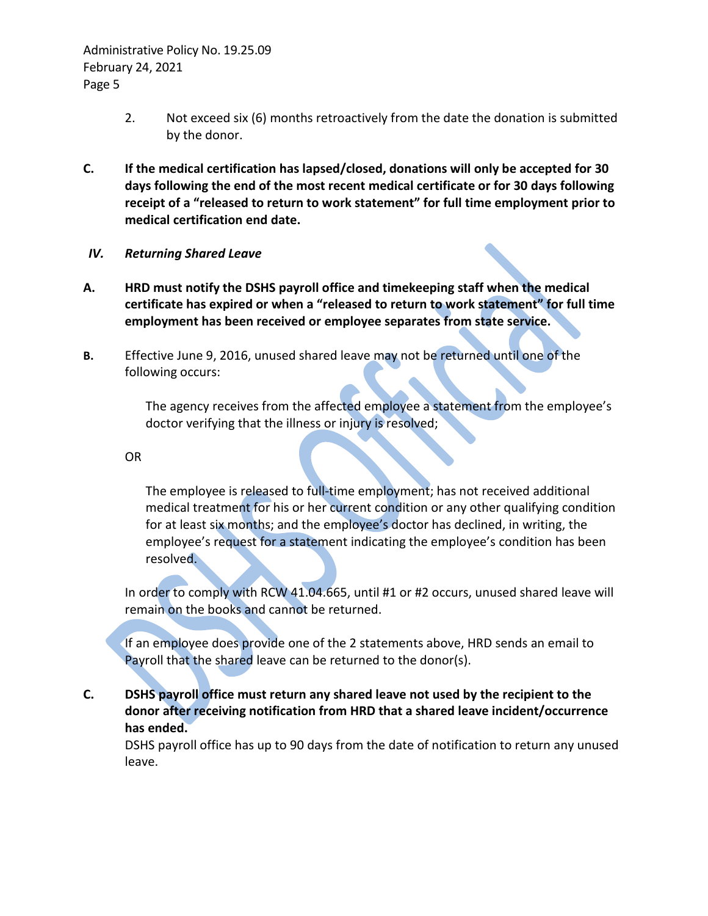2. Not exceed six (6) months retroactively from the date the donation is submitted by the donor.

**C. If the medical certification has lapsed/closed, donations will only be accepted for 30 days following the end of the most recent medical certificate or for 30 days following receipt of a "released to return to work statement" for full time employment prior to medical certification end date.**

## *IV. Returning Shared Leave*

**A. HRD must notify the DSHS payroll office and timekeeping staff when the medical certificate has expired or when a "released to return to work statement" for full time employment has been received or employee separates from state service.**

**B.** Effective June 9, 2016, unused shared leave may not be returned until one of the following occurs:

The agency receives from the affected employee a statement from the employee's doctor verifying that the illness or injury is resolved;

OR

The employee is released to full-time employment; has not received additional medical treatment for his or her current condition or any other qualifying condition for at least six months; and the employee's doctor has declined, in writing, the employee's request for a statement indicating the employee's condition has been resolved.

In order to comply with RCW 41.04.665, until #1 or #2 occurs, unused shared leave will remain on the books and cannot be returned.

If an employee does provide one of the 2 statements above, HRD sends an email to Payroll that the shared leave can be returned to the donor(s).

**C. DSHS payroll office must return any shared leave not used by the recipient to the donor after receiving notification from HRD that a shared leave incident/occurrence has ended.**
DSHS payroll office has up to 90 days from the date of notification to return any unused leave.